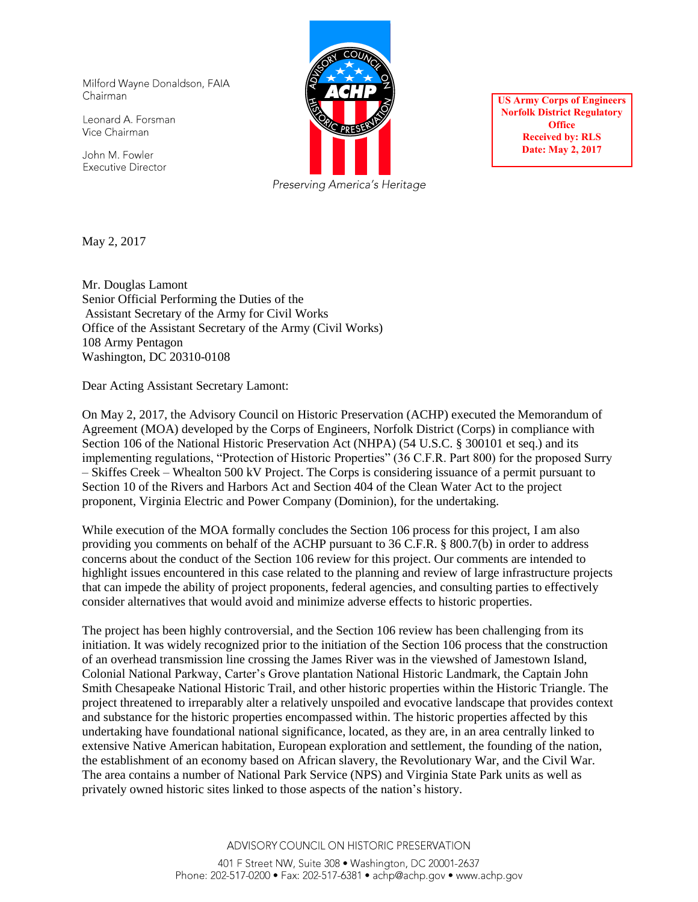Milford Wayne Donaldson, FAIA
Chairman

Leonard A. Forsman
Vice Chairman

John M. Fowler
Executive Director

ADVISORY COUNCIL ON HISTORIC PRESERVATION
ACHP

*Preserving America's Heritage*

**US Army Corps of Engineers**
**Norfolk District Regulatory Office**
**Received by: RLS**
**Date: May 2, 2017**

May 2, 2017

Mr. Douglas Lamont
Senior Official Performing the Duties of the
Assistant Secretary of the Army for Civil Works
Office of the Assistant Secretary of the Army (Civil Works)
108 Army Pentagon
Washington, DC 20310-0108

Dear Acting Assistant Secretary Lamont:

On May 2, 2017, the Advisory Council on Historic Preservation (ACHP) executed the Memorandum of Agreement (MOA) developed by the Corps of Engineers, Norfolk District (Corps) in compliance with Section 106 of the National Historic Preservation Act (NHPA) (54 U.S.C. § 300101 et seq.) and its implementing regulations, "Protection of Historic Properties" (36 C.F.R. Part 800) for the proposed Surry – Skiffes Creek – Whealton 500 kV Project. The Corps is considering issuance of a permit pursuant to Section 10 of the Rivers and Harbors Act and Section 404 of the Clean Water Act to the project proponent, Virginia Electric and Power Company (Dominion), for the undertaking.

While execution of the MOA formally concludes the Section 106 process for this project, I am also providing you comments on behalf of the ACHP pursuant to 36 C.F.R. § 800.7(b) in order to address concerns about the conduct of the Section 106 review for this project. Our comments are intended to highlight issues encountered in this case related to the planning and review of large infrastructure projects that can impede the ability of project proponents, federal agencies, and consulting parties to effectively consider alternatives that would avoid and minimize adverse effects to historic properties.

The project has been highly controversial, and the Section 106 review has been challenging from its initiation. It was widely recognized prior to the initiation of the Section 106 process that the construction of an overhead transmission line crossing the James River was in the viewshed of Jamestown Island, Colonial National Parkway, Carter's Grove plantation National Historic Landmark, the Captain John Smith Chesapeake National Historic Trail, and other historic properties within the Historic Triangle. The project threatened to irreparably alter a relatively unspoiled and evocative landscape that provides context and substance for the historic properties encompassed within. The historic properties affected by this undertaking have foundational national significance, located, as they are, in an area centrally linked to extensive Native American habitation, European exploration and settlement, the founding of the nation, the establishment of an economy based on African slavery, the Revolutionary War, and the Civil War. The area contains a number of National Park Service (NPS) and Virginia State Park units as well as privately owned historic sites linked to those aspects of the nation's history.

ADVISORY COUNCIL ON HISTORIC PRESERVATION
401 F Street NW, Suite 308 • Washington, DC 20001-2637
Phone: 202-517-0200 • Fax: 202-517-6381 • achp@achp.gov • www.achp.gov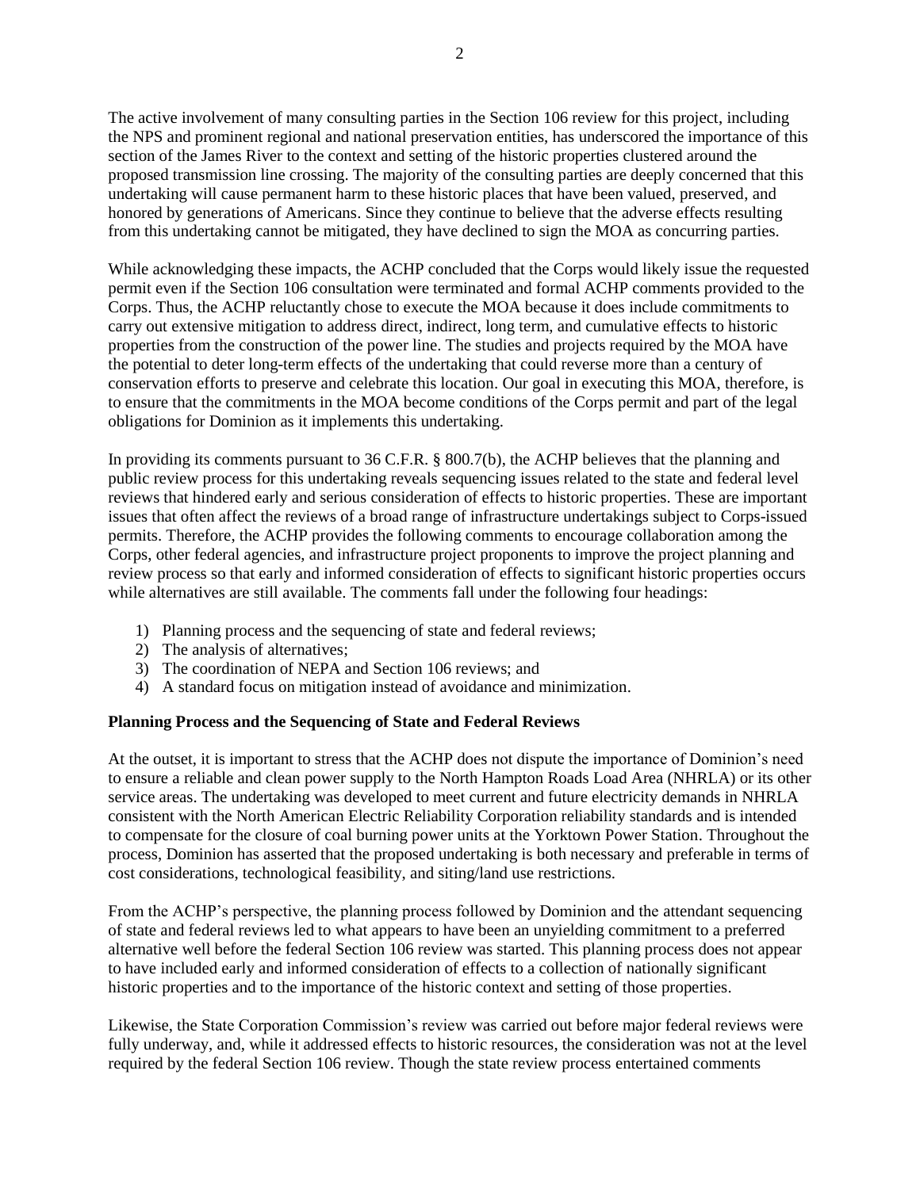The active involvement of many consulting parties in the Section 106 review for this project, including the NPS and prominent regional and national preservation entities, has underscored the importance of this section of the James River to the context and setting of the historic properties clustered around the proposed transmission line crossing. The majority of the consulting parties are deeply concerned that this undertaking will cause permanent harm to these historic places that have been valued, preserved, and honored by generations of Americans. Since they continue to believe that the adverse effects resulting from this undertaking cannot be mitigated, they have declined to sign the MOA as concurring parties.

While acknowledging these impacts, the ACHP concluded that the Corps would likely issue the requested permit even if the Section 106 consultation were terminated and formal ACHP comments provided to the Corps. Thus, the ACHP reluctantly chose to execute the MOA because it does include commitments to carry out extensive mitigation to address direct, indirect, long term, and cumulative effects to historic properties from the construction of the power line. The studies and projects required by the MOA have the potential to deter long-term effects of the undertaking that could reverse more than a century of conservation efforts to preserve and celebrate this location. Our goal in executing this MOA, therefore, is to ensure that the commitments in the MOA become conditions of the Corps permit and part of the legal obligations for Dominion as it implements this undertaking.

In providing its comments pursuant to 36 C.F.R. § 800.7(b), the ACHP believes that the planning and public review process for this undertaking reveals sequencing issues related to the state and federal level reviews that hindered early and serious consideration of effects to historic properties. These are important issues that often affect the reviews of a broad range of infrastructure undertakings subject to Corps-issued permits. Therefore, the ACHP provides the following comments to encourage collaboration among the Corps, other federal agencies, and infrastructure project proponents to improve the project planning and review process so that early and informed consideration of effects to significant historic properties occurs while alternatives are still available. The comments fall under the following four headings:

1) Planning process and the sequencing of state and federal reviews;
2) The analysis of alternatives;
3) The coordination of NEPA and Section 106 reviews; and
4) A standard focus on mitigation instead of avoidance and minimization.

**Planning Process and the Sequencing of State and Federal Reviews**

At the outset, it is important to stress that the ACHP does not dispute the importance of Dominion's need to ensure a reliable and clean power supply to the North Hampton Roads Load Area (NHRLA) or its other service areas. The undertaking was developed to meet current and future electricity demands in NHRLA consistent with the North American Electric Reliability Corporation reliability standards and is intended to compensate for the closure of coal burning power units at the Yorktown Power Station. Throughout the process, Dominion has asserted that the proposed undertaking is both necessary and preferable in terms of cost considerations, technological feasibility, and siting/land use restrictions.

From the ACHP's perspective, the planning process followed by Dominion and the attendant sequencing of state and federal reviews led to what appears to have been an unyielding commitment to a preferred alternative well before the federal Section 106 review was started. This planning process does not appear to have included early and informed consideration of effects to a collection of nationally significant historic properties and to the importance of the historic context and setting of those properties.

Likewise, the State Corporation Commission's review was carried out before major federal reviews were fully underway, and, while it addressed effects to historic resources, the consideration was not at the level required by the federal Section 106 review. Though the state review process entertained comments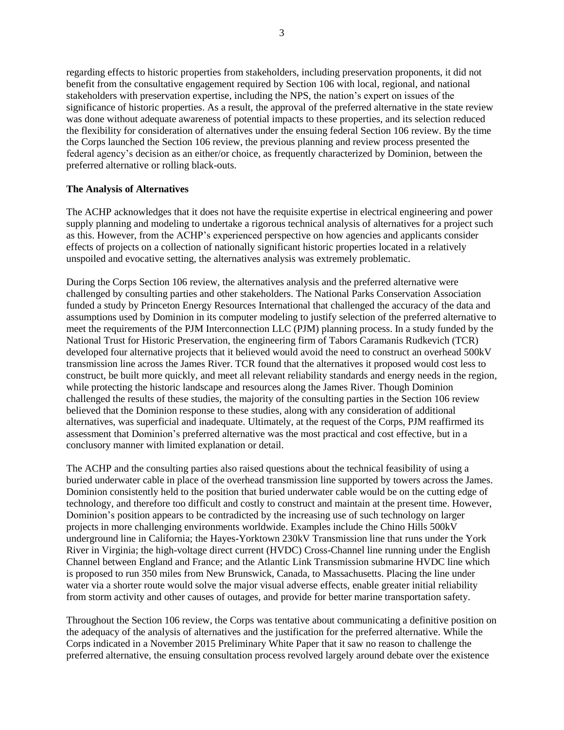regarding effects to historic properties from stakeholders, including preservation proponents, it did not benefit from the consultative engagement required by Section 106 with local, regional, and national stakeholders with preservation expertise, including the NPS, the nation's expert on issues of the significance of historic properties. As a result, the approval of the preferred alternative in the state review was done without adequate awareness of potential impacts to these properties, and its selection reduced the flexibility for consideration of alternatives under the ensuing federal Section 106 review. By the time the Corps launched the Section 106 review, the previous planning and review process presented the federal agency's decision as an either/or choice, as frequently characterized by Dominion, between the preferred alternative or rolling black-outs.

**The Analysis of Alternatives**

The ACHP acknowledges that it does not have the requisite expertise in electrical engineering and power supply planning and modeling to undertake a rigorous technical analysis of alternatives for a project such as this. However, from the ACHP's experienced perspective on how agencies and applicants consider effects of projects on a collection of nationally significant historic properties located in a relatively unspoiled and evocative setting, the alternatives analysis was extremely problematic.

During the Corps Section 106 review, the alternatives analysis and the preferred alternative were challenged by consulting parties and other stakeholders. The National Parks Conservation Association funded a study by Princeton Energy Resources International that challenged the accuracy of the data and assumptions used by Dominion in its computer modeling to justify selection of the preferred alternative to meet the requirements of the PJM Interconnection LLC (PJM) planning process. In a study funded by the National Trust for Historic Preservation, the engineering firm of Tabors Caramanis Rudkevich (TCR) developed four alternative projects that it believed would avoid the need to construct an overhead 500kV transmission line across the James River. TCR found that the alternatives it proposed would cost less to construct, be built more quickly, and meet all relevant reliability standards and energy needs in the region, while protecting the historic landscape and resources along the James River. Though Dominion challenged the results of these studies, the majority of the consulting parties in the Section 106 review believed that the Dominion response to these studies, along with any consideration of additional alternatives, was superficial and inadequate. Ultimately, at the request of the Corps, PJM reaffirmed its assessment that Dominion's preferred alternative was the most practical and cost effective, but in a conclusory manner with limited explanation or detail.

The ACHP and the consulting parties also raised questions about the technical feasibility of using a buried underwater cable in place of the overhead transmission line supported by towers across the James. Dominion consistently held to the position that buried underwater cable would be on the cutting edge of technology, and therefore too difficult and costly to construct and maintain at the present time. However, Dominion's position appears to be contradicted by the increasing use of such technology on larger projects in more challenging environments worldwide. Examples include the Chino Hills 500kV underground line in California; the Hayes-Yorktown 230kV Transmission line that runs under the York River in Virginia; the high-voltage direct current (HVDC) Cross-Channel line running under the English Channel between England and France; and the Atlantic Link Transmission submarine HVDC line which is proposed to run 350 miles from New Brunswick, Canada, to Massachusetts. Placing the line under water via a shorter route would solve the major visual adverse effects, enable greater initial reliability from storm activity and other causes of outages, and provide for better marine transportation safety.

Throughout the Section 106 review, the Corps was tentative about communicating a definitive position on the adequacy of the analysis of alternatives and the justification for the preferred alternative. While the Corps indicated in a November 2015 Preliminary White Paper that it saw no reason to challenge the preferred alternative, the ensuing consultation process revolved largely around debate over the existence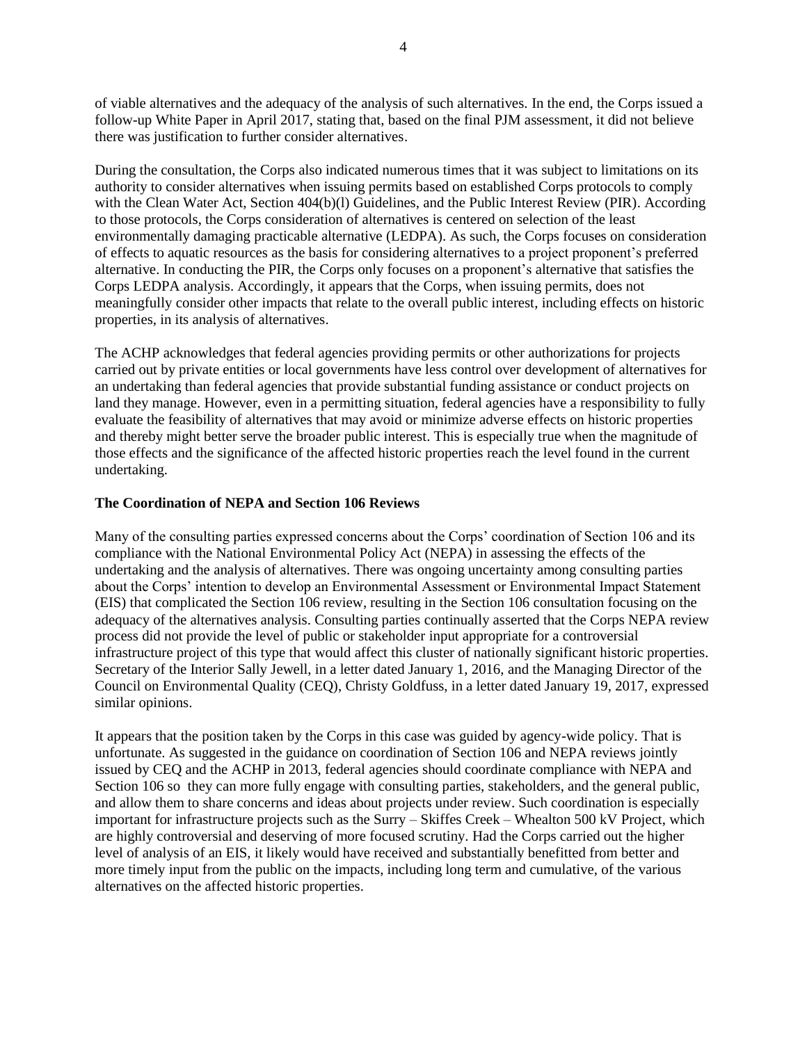of viable alternatives and the adequacy of the analysis of such alternatives. In the end, the Corps issued a follow-up White Paper in April 2017, stating that, based on the final PJM assessment, it did not believe there was justification to further consider alternatives.

During the consultation, the Corps also indicated numerous times that it was subject to limitations on its authority to consider alternatives when issuing permits based on established Corps protocols to comply with the Clean Water Act, Section 404(b)(l) Guidelines, and the Public Interest Review (PIR). According to those protocols, the Corps consideration of alternatives is centered on selection of the least environmentally damaging practicable alternative (LEDPA). As such, the Corps focuses on consideration of effects to aquatic resources as the basis for considering alternatives to a project proponent's preferred alternative. In conducting the PIR, the Corps only focuses on a proponent's alternative that satisfies the Corps LEDPA analysis. Accordingly, it appears that the Corps, when issuing permits, does not meaningfully consider other impacts that relate to the overall public interest, including effects on historic properties, in its analysis of alternatives.

The ACHP acknowledges that federal agencies providing permits or other authorizations for projects carried out by private entities or local governments have less control over development of alternatives for an undertaking than federal agencies that provide substantial funding assistance or conduct projects on land they manage. However, even in a permitting situation, federal agencies have a responsibility to fully evaluate the feasibility of alternatives that may avoid or minimize adverse effects on historic properties and thereby might better serve the broader public interest. This is especially true when the magnitude of those effects and the significance of the affected historic properties reach the level found in the current undertaking.

**The Coordination of NEPA and Section 106 Reviews**

Many of the consulting parties expressed concerns about the Corps' coordination of Section 106 and its compliance with the National Environmental Policy Act (NEPA) in assessing the effects of the undertaking and the analysis of alternatives. There was ongoing uncertainty among consulting parties about the Corps' intention to develop an Environmental Assessment or Environmental Impact Statement (EIS) that complicated the Section 106 review, resulting in the Section 106 consultation focusing on the adequacy of the alternatives analysis. Consulting parties continually asserted that the Corps NEPA review process did not provide the level of public or stakeholder input appropriate for a controversial infrastructure project of this type that would affect this cluster of nationally significant historic properties. Secretary of the Interior Sally Jewell, in a letter dated January 1, 2016, and the Managing Director of the Council on Environmental Quality (CEQ), Christy Goldfuss, in a letter dated January 19, 2017, expressed similar opinions.

It appears that the position taken by the Corps in this case was guided by agency-wide policy. That is unfortunate. As suggested in the guidance on coordination of Section 106 and NEPA reviews jointly issued by CEQ and the ACHP in 2013, federal agencies should coordinate compliance with NEPA and Section 106 so they can more fully engage with consulting parties, stakeholders, and the general public, and allow them to share concerns and ideas about projects under review. Such coordination is especially important for infrastructure projects such as the Surry – Skiffes Creek – Whealton 500 kV Project, which are highly controversial and deserving of more focused scrutiny. Had the Corps carried out the higher level of analysis of an EIS, it likely would have received and substantially benefitted from better and more timely input from the public on the impacts, including long term and cumulative, of the various alternatives on the affected historic properties.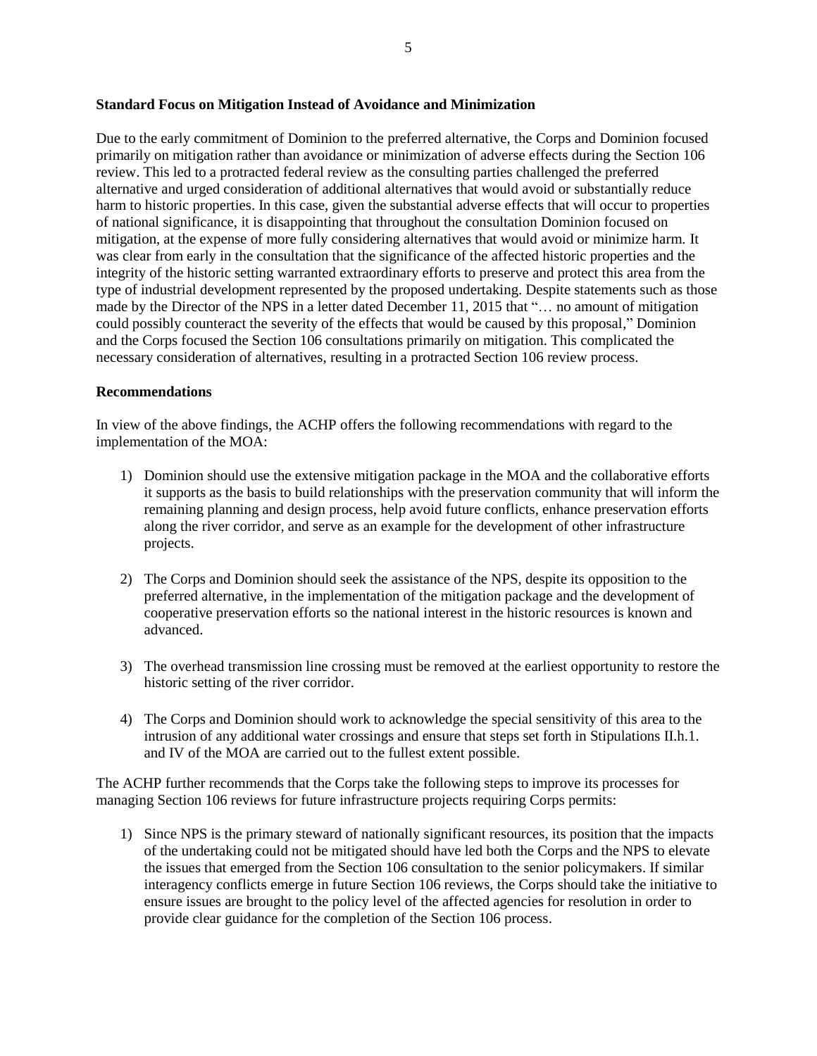**Standard Focus on Mitigation Instead of Avoidance and Minimization**

Due to the early commitment of Dominion to the preferred alternative, the Corps and Dominion focused primarily on mitigation rather than avoidance or minimization of adverse effects during the Section 106 review. This led to a protracted federal review as the consulting parties challenged the preferred alternative and urged consideration of additional alternatives that would avoid or substantially reduce harm to historic properties. In this case, given the substantial adverse effects that will occur to properties of national significance, it is disappointing that throughout the consultation Dominion focused on mitigation, at the expense of more fully considering alternatives that would avoid or minimize harm. It was clear from early in the consultation that the significance of the affected historic properties and the integrity of the historic setting warranted extraordinary efforts to preserve and protect this area from the type of industrial development represented by the proposed undertaking. Despite statements such as those made by the Director of the NPS in a letter dated December 11, 2015 that "… no amount of mitigation could possibly counteract the severity of the effects that would be caused by this proposal," Dominion and the Corps focused the Section 106 consultations primarily on mitigation. This complicated the necessary consideration of alternatives, resulting in a protracted Section 106 review process.

**Recommendations**

In view of the above findings, the ACHP offers the following recommendations with regard to the implementation of the MOA:

1) Dominion should use the extensive mitigation package in the MOA and the collaborative efforts it supports as the basis to build relationships with the preservation community that will inform the remaining planning and design process, help avoid future conflicts, enhance preservation efforts along the river corridor, and serve as an example for the development of other infrastructure projects.

2) The Corps and Dominion should seek the assistance of the NPS, despite its opposition to the preferred alternative, in the implementation of the mitigation package and the development of cooperative preservation efforts so the national interest in the historic resources is known and advanced.

3) The overhead transmission line crossing must be removed at the earliest opportunity to restore the historic setting of the river corridor.

4) The Corps and Dominion should work to acknowledge the special sensitivity of this area to the intrusion of any additional water crossings and ensure that steps set forth in Stipulations II.h.1. and IV of the MOA are carried out to the fullest extent possible.

The ACHP further recommends that the Corps take the following steps to improve its processes for managing Section 106 reviews for future infrastructure projects requiring Corps permits:

1) Since NPS is the primary steward of nationally significant resources, its position that the impacts of the undertaking could not be mitigated should have led both the Corps and the NPS to elevate the issues that emerged from the Section 106 consultation to the senior policymakers. If similar interagency conflicts emerge in future Section 106 reviews, the Corps should take the initiative to ensure issues are brought to the policy level of the affected agencies for resolution in order to provide clear guidance for the completion of the Section 106 process.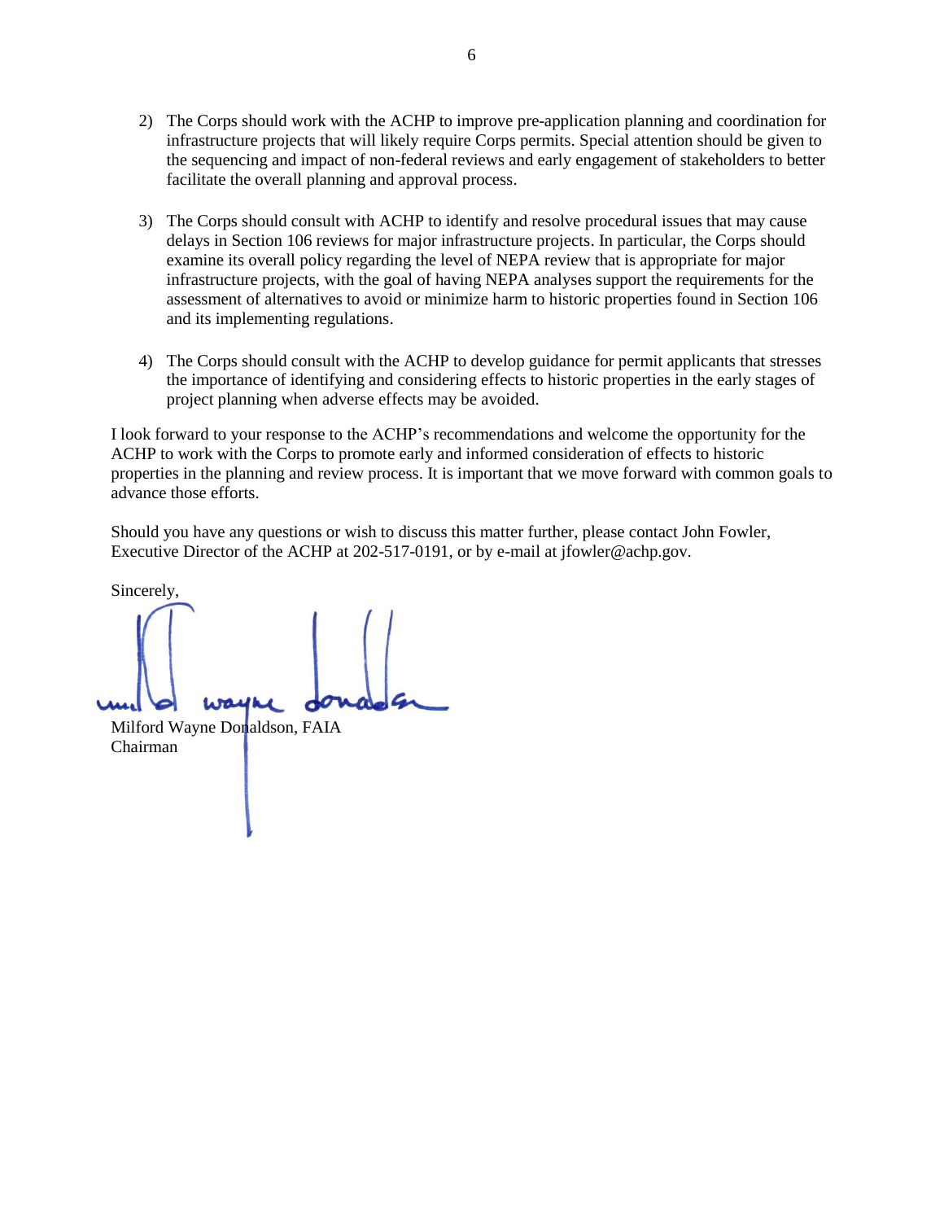2) The Corps should work with the ACHP to improve pre-application planning and coordination for infrastructure projects that will likely require Corps permits. Special attention should be given to the sequencing and impact of non-federal reviews and early engagement of stakeholders to better facilitate the overall planning and approval process.

3) The Corps should consult with ACHP to identify and resolve procedural issues that may cause delays in Section 106 reviews for major infrastructure projects. In particular, the Corps should examine its overall policy regarding the level of NEPA review that is appropriate for major infrastructure projects, with the goal of having NEPA analyses support the requirements for the assessment of alternatives to avoid or minimize harm to historic properties found in Section 106 and its implementing regulations.

4) The Corps should consult with the ACHP to develop guidance for permit applicants that stresses the importance of identifying and considering effects to historic properties in the early stages of project planning when adverse effects may be avoided.

I look forward to your response to the ACHP's recommendations and welcome the opportunity for the ACHP to work with the Corps to promote early and informed consideration of effects to historic properties in the planning and review process. It is important that we move forward with common goals to advance those efforts.

Should you have any questions or wish to discuss this matter further, please contact John Fowler, Executive Director of the ACHP at 202-517-0191, or by e-mail at jfowler@achp.gov.

Sincerely,

Milford Wayne Donaldson, FAIA
Chairman